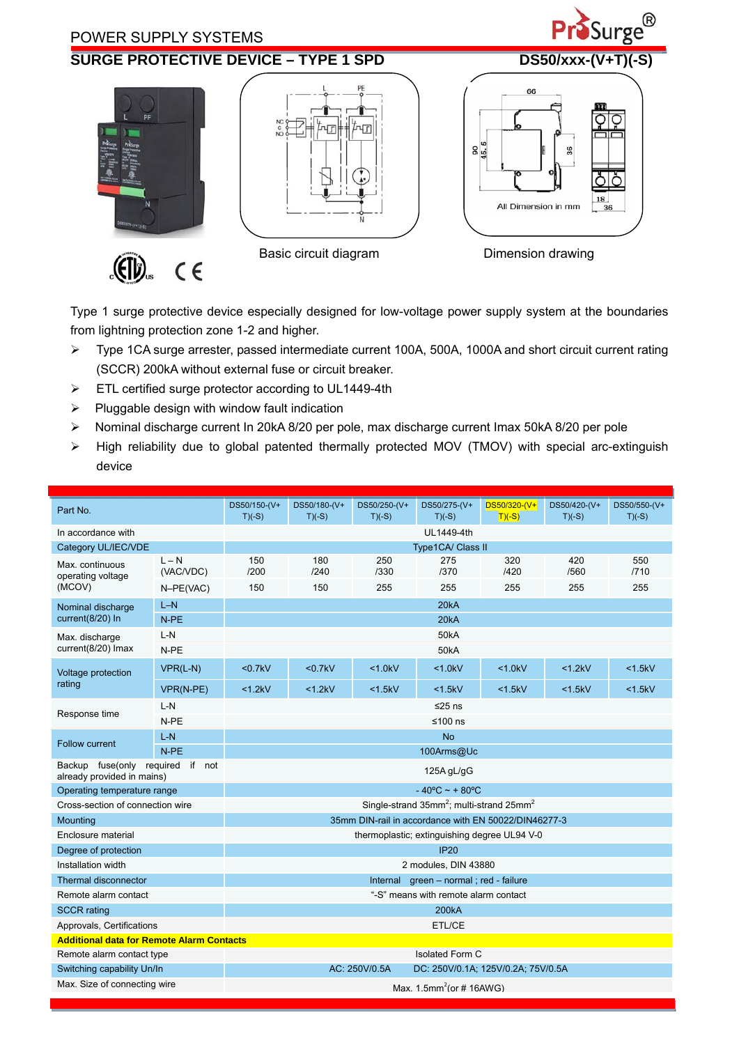POWER SUPPLY SYSTEMS

# SURGE PROTECTIVE DEVICE – TYPE 1 SPD

## DS50/xxx-(V+T)(-S)

Basic circuit diagram

Dimension drawing

Type 1 surge protective device especially designed for low-voltage power supply system at the boundaries from lightning protection zone 1-2 and higher.

- Type 1CA surge arrester, passed intermediate current 100A, 500A, 1000A and short circuit current rating (SCCR) 200kA without external fuse or circuit breaker.
- ETL certified surge protector according to UL1449-4th
- Pluggable design with window fault indication
- Nominal discharge current In 20kA 8/20 per pole, max discharge current Imax 50kA 8/20 per pole
- High reliability due to global patented thermally protected MOV (TMOV) with special arc-extinguish device

| Part No. | | DS50/150-(V+T)(-S) | DS50/180-(V+T)(-S) | DS50/250-(V+T)(-S) | DS50/275-(V+T)(-S) | DS50/320-(V+T)(-S) | DS50/420-(V+T)(-S) | DS50/550-(V+T)(-S) |
|---|---|---|---|---|---|---|---|---|
| In accordance with | | UL1449-4th | | | | | | |
| Category UL/IEC/VDE | | Type1CA/ Class II | | | | | | |
| Max. continuous operating voltage (MCOV) | L – N (VAC/VDC) | 150 /200 | 180 /240 | 250 /330 | 275 /370 | 320 /420 | 420 /560 | 550 /710 |
| | N–PE(VAC) | 150 | 150 | 255 | 255 | 255 | 255 | 255 |
| Nominal discharge current(8/20) In | L–N | 20kA | | | | | | |
| | N-PE | 20kA | | | | | | |
| Max. discharge current(8/20) Imax | L-N | 50kA | | | | | | |
| | N-PE | 50kA | | | | | | |
| Voltage protection rating | VPR(L-N) | <0.7kV | <0.7kV | <1.0kV | <1.0kV | <1.0kV | <1.2kV | <1.5kV |
| | VPR(N-PE) | <1.2kV | <1.2kV | <1.5kV | <1.5kV | <1.5kV | <1.5kV | <1.5kV |
| Response time | L-N | ≤25 ns | | | | | | |
| | N-PE | ≤100 ns | | | | | | |
| Follow current | L-N | No | | | | | | |
| | N-PE | 100Arms@Uc | | | | | | |
| Backup fuse(only required if not already provided in mains) | | 125A gL/gG | | | | | | |
| Operating temperature range | | - 40ºC ~ + 80ºC | | | | | | |
| Cross-section of connection wire | | Single-strand 35mm²; multi-strand 25mm² | | | | | | |
| Mounting | | 35mm DIN-rail in accordance with EN 50022/DIN46277-3 | | | | | | |
| Enclosure material | | thermoplastic; extinguishing degree UL94 V-0 | | | | | | |
| Degree of protection | | IP20 | | | | | | |
| Installation width | | 2 modules, DIN 43880 | | | | | | |
| Thermal disconnector | | Internal green – normal ; red - failure | | | | | | |
| Remote alarm contact | | "-S" means with remote alarm contact | | | | | | |
| SCCR rating | | 200kA | | | | | | |
| Approvals, Certifications | | ETL/CE | | | | | | |
| **Additional data for Remote Alarm Contacts** | | | | | | | | |
| Remote alarm contact type | | Isolated Form C | | | | | | |
| Switching capability Un/In | | AC: 250V/0.5A DC: 250V/0.1A; 125V/0.2A; 75V/0.5A | | | | | | |
| Max. Size of connecting wire | | Max. 1.5mm²(or # 16AWG) | | | | | | |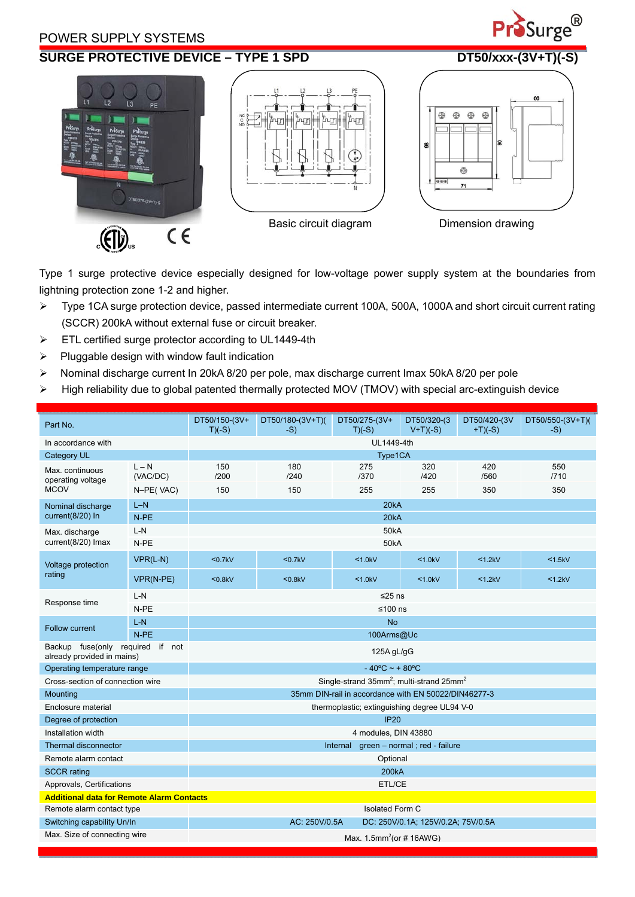POWER SUPPLY SYSTEMS

## SURGE PROTECTIVE DEVICE – TYPE 1 SPD

**DT50/xxx-(3V+T)(-S)**

Basic circuit diagram

Dimension drawing

Type 1 surge protective device especially designed for low-voltage power supply system at the boundaries from lightning protection zone 1-2 and higher.

- Type 1CA surge protection device, passed intermediate current 100A, 500A, 1000A and short circuit current rating (SCCR) 200kA without external fuse or circuit breaker.
- ETL certified surge protector according to UL1449-4th
- Pluggable design with window fault indication
- Nominal discharge current In 20kA 8/20 per pole, max discharge current Imax 50kA 8/20 per pole
- High reliability due to global patented thermally protected MOV (TMOV) with special arc-extinguish device

| Part No. | | DT50/150-(3V+T)(-S) | DT50/180-(3V+T)(-S) | DT50/275-(3V+T)(-S) | DT50/320-(3V+T)(-S) | DT50/420-(3V+T)(-S) | DT50/550-(3V+T)(-S) |
|---|---|---|---|---|---|---|---|
| In accordance with | | UL1449-4th | | | | | |
| Category UL | | Type1CA | | | | | |
| Max. continuous operating voltage MCOV | L – N (VAC/DC) | 150 /200 | 180 /240 | 275 /370 | 320 /420 | 420 /560 | 550 /710 |
| | N–PE( VAC) | 150 | 150 | 255 | 255 | 350 | 350 |
| Nominal discharge current(8/20) In | L–N | 20kA | | | | | |
| | N-PE | 20kA | | | | | |
| Max. discharge current(8/20) Imax | L-N | 50kA | | | | | |
| | N-PE | 50kA | | | | | |
| Voltage protection rating | VPR(L-N) | <0.7kV | <0.7kV | <1.0kV | <1.0kV | <1.2kV | <1.5kV |
| | VPR(N-PE) | <0.8kV | <0.8kV | <1.0kV | <1.0kV | <1.2kV | <1.2kV |
| Response time | L-N | ≤25 ns | | | | | |
| | N-PE | ≤100 ns | | | | | |
| Follow current | L-N | No | | | | | |
| | N-PE | 100Arms@Uc | | | | | |
| Backup fuse(only required if not already provided in mains) | | 125A gL/gG | | | | | |
| Operating temperature range | | - 40ºC ~ + 80ºC | | | | | |
| Cross-section of connection wire | | Single-strand 35mm²; multi-strand 25mm² | | | | | |
| Mounting | | 35mm DIN-rail in accordance with EN 50022/DIN46277-3 | | | | | |
| Enclosure material | | thermoplastic; extinguishing degree UL94 V-0 | | | | | |
| Degree of protection | | IP20 | | | | | |
| Installation width | | 4 modules, DIN 43880 | | | | | |
| Thermal disconnector | | Internal green – normal ; red - failure | | | | | |
| Remote alarm contact | | Optional | | | | | |
| SCCR rating | | 200kA | | | | | |
| Approvals, Certifications | | ETL/CE | | | | | |
| **Additional data for Remote Alarm Contacts** | | | | | | | |
| Remote alarm contact type | | Isolated Form C | | | | | |
| Switching capability Un/In | | AC: 250V/0.5A DC: 250V/0.1A; 125V/0.2A; 75V/0.5A | | | | | |
| Max. Size of connecting wire | | Max. 1.5mm²(or # 16AWG) | | | | | |